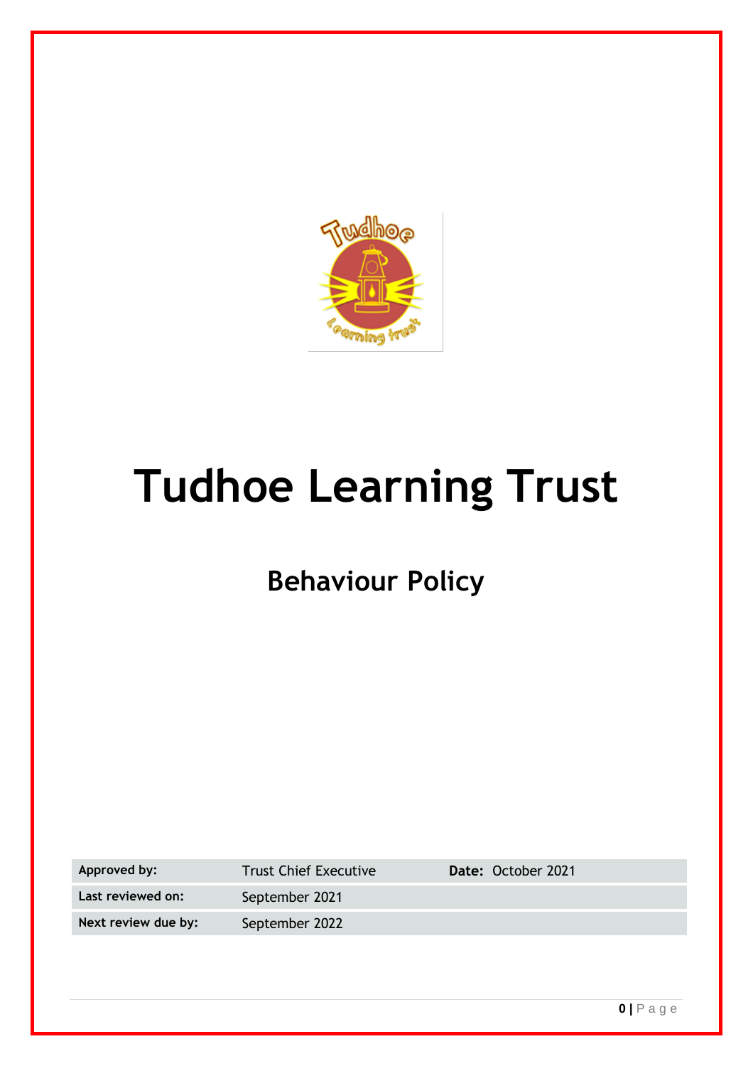# Tudhoe Learning Trust

## Behaviour Policy

| Approved by: | Trust Chief Executive | Date: October 2021 |
|---|---|---|
| Last reviewed on: | September 2021 | |
| Next review due by: | September 2022 | |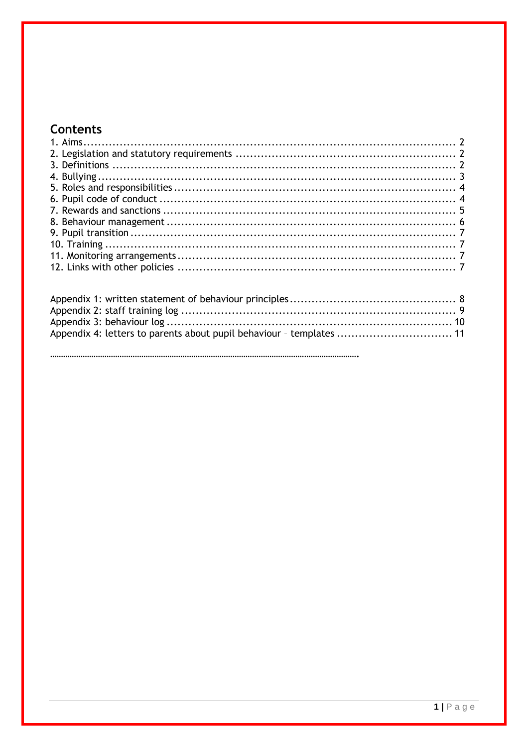## Contents

1. Aims .......................................................................................................... 2
2. Legislation and statutory requirements ............................................................ 2
3. Definitions ................................................................................................. 2
4. Bullying ...................................................................................................... 3
5. Roles and responsibilities ............................................................................... 4
6. Pupil code of conduct .................................................................................... 4
7. Rewards and sanctions ................................................................................... 5
8. Behaviour management .................................................................................. 6
9. Pupil transition ............................................................................................ 7
10. Training .................................................................................................... 7
11. Monitoring arrangements .............................................................................. 7
12. Links with other policies .............................................................................. 7

Appendix 1: written statement of behaviour principles ............................................ 8
Appendix 2: staff training log .......................................................................... 9
Appendix 3: behaviour log ............................................................................. 10
Appendix 4: letters to parents about pupil behaviour – templates ............................. 11

……………………………………………………………………………………………………………………….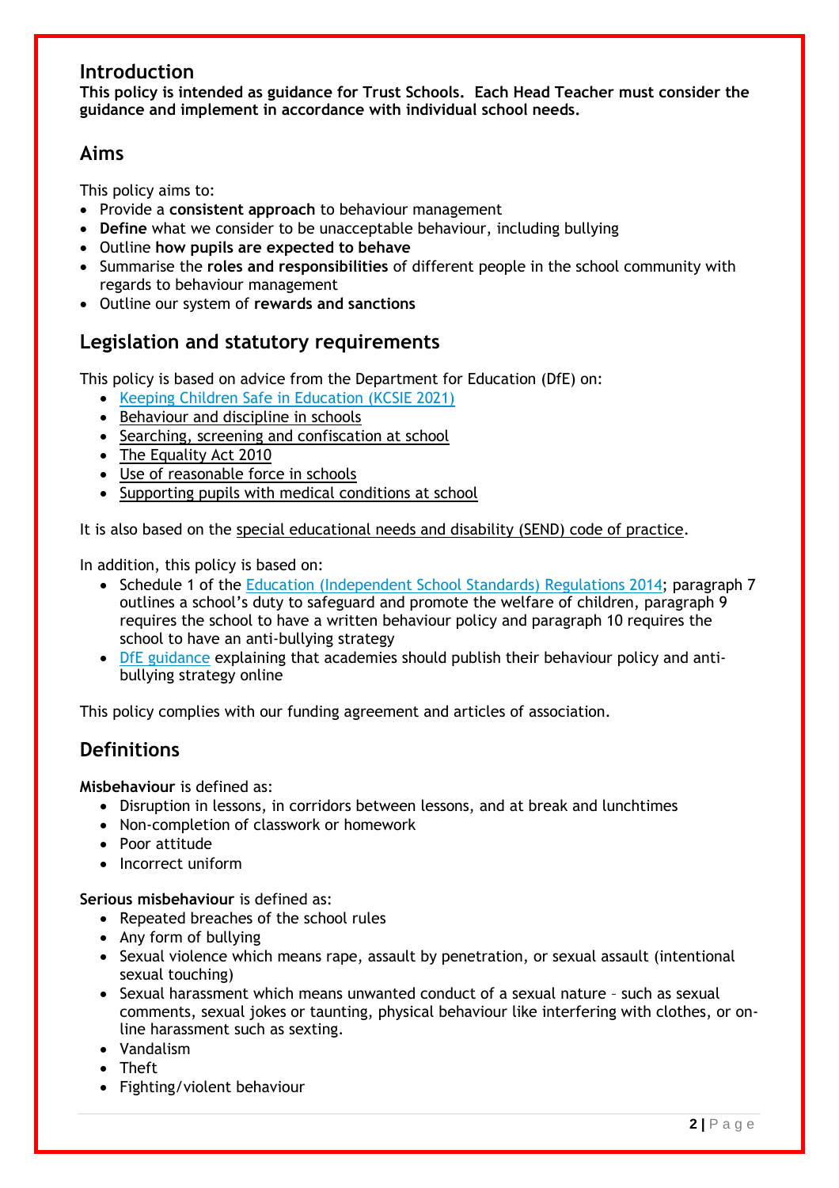## Introduction

**This policy is intended as guidance for Trust Schools. Each Head Teacher must consider the guidance and implement in accordance with individual school needs.**

## Aims

This policy aims to:

- Provide a **consistent approach** to behaviour management
- **Define** what we consider to be unacceptable behaviour, including bullying
- Outline **how pupils are expected to behave**
- Summarise the **roles and responsibilities** of different people in the school community with regards to behaviour management
- Outline our system of **rewards and sanctions**

## Legislation and statutory requirements

This policy is based on advice from the Department for Education (DfE) on:

- Keeping Children Safe in Education (KCSIE 2021)
- Behaviour and discipline in schools
- Searching, screening and confiscation at school
- The Equality Act 2010
- Use of reasonable force in schools
- Supporting pupils with medical conditions at school

It is also based on the special educational needs and disability (SEND) code of practice.

In addition, this policy is based on:

- Schedule 1 of the Education (Independent School Standards) Regulations 2014; paragraph 7 outlines a school's duty to safeguard and promote the welfare of children, paragraph 9 requires the school to have a written behaviour policy and paragraph 10 requires the school to have an anti-bullying strategy
- DfE guidance explaining that academies should publish their behaviour policy and anti-bullying strategy online

This policy complies with our funding agreement and articles of association.

## Definitions

**Misbehaviour** is defined as:

- Disruption in lessons, in corridors between lessons, and at break and lunchtimes
- Non-completion of classwork or homework
- Poor attitude
- Incorrect uniform

**Serious misbehaviour** is defined as:

- Repeated breaches of the school rules
- Any form of bullying
- Sexual violence which means rape, assault by penetration, or sexual assault (intentional sexual touching)
- Sexual harassment which means unwanted conduct of a sexual nature – such as sexual comments, sexual jokes or taunting, physical behaviour like interfering with clothes, or on-line harassment such as sexting.
- Vandalism
- Theft
- Fighting/violent behaviour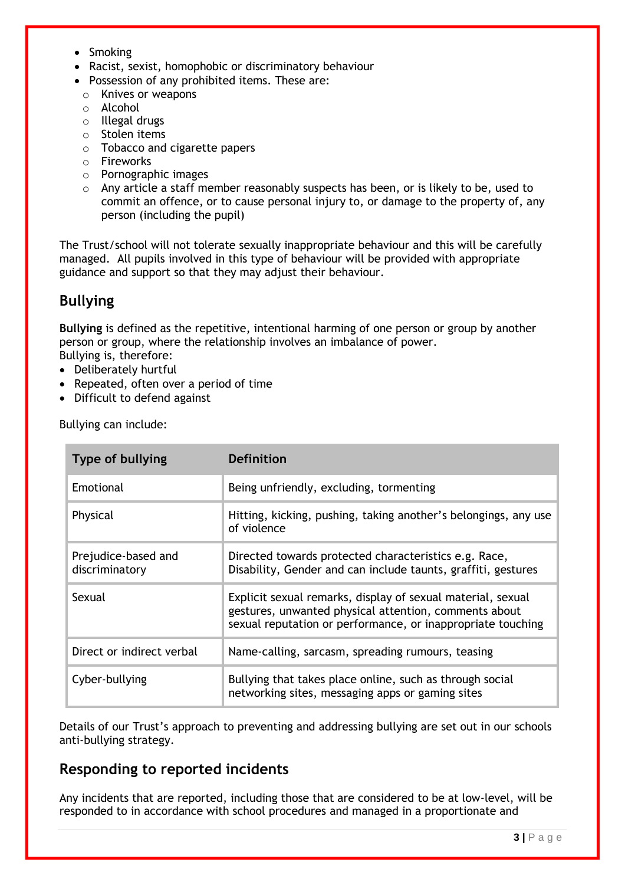- Smoking
- Racist, sexist, homophobic or discriminatory behaviour
- Possession of any prohibited items. These are:
  - Knives or weapons
  - Alcohol
  - Illegal drugs
  - Stolen items
  - Tobacco and cigarette papers
  - Fireworks
  - Pornographic images
  - Any article a staff member reasonably suspects has been, or is likely to be, used to commit an offence, or to cause personal injury to, or damage to the property of, any person (including the pupil)

The Trust/school will not tolerate sexually inappropriate behaviour and this will be carefully managed. All pupils involved in this type of behaviour will be provided with appropriate guidance and support so that they may adjust their behaviour.

## Bullying

**Bullying** is defined as the repetitive, intentional harming of one person or group by another person or group, where the relationship involves an imbalance of power.
Bullying is, therefore:

- Deliberately hurtful
- Repeated, often over a period of time
- Difficult to defend against

Bullying can include:

| Type of bullying | Definition |
| --- | --- |
| Emotional | Being unfriendly, excluding, tormenting |
| Physical | Hitting, kicking, pushing, taking another's belongings, any use of violence |
| Prejudice-based and discriminatory | Directed towards protected characteristics e.g. Race, Disability, Gender and can include taunts, graffiti, gestures |
| Sexual | Explicit sexual remarks, display of sexual material, sexual gestures, unwanted physical attention, comments about sexual reputation or performance, or inappropriate touching |
| Direct or indirect verbal | Name-calling, sarcasm, spreading rumours, teasing |
| Cyber-bullying | Bullying that takes place online, such as through social networking sites, messaging apps or gaming sites |

Details of our Trust's approach to preventing and addressing bullying are set out in our schools anti-bullying strategy.

## Responding to reported incidents

Any incidents that are reported, including those that are considered to be at low-level, will be responded to in accordance with school procedures and managed in a proportionate and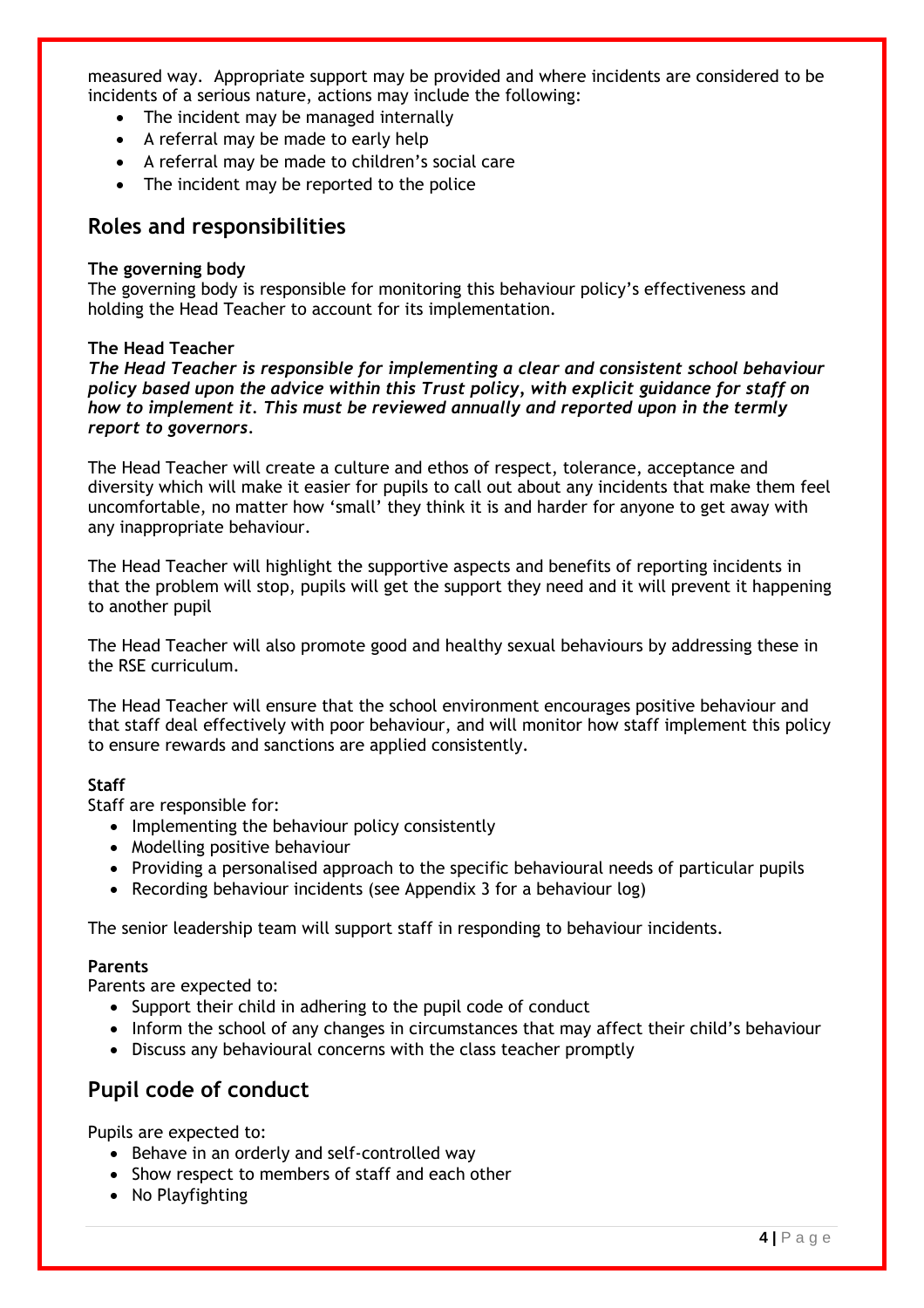measured way. Appropriate support may be provided and where incidents are considered to be incidents of a serious nature, actions may include the following:

- The incident may be managed internally
- A referral may be made to early help
- A referral may be made to children's social care
- The incident may be reported to the police

## Roles and responsibilities

**The governing body**

The governing body is responsible for monitoring this behaviour policy's effectiveness and holding the Head Teacher to account for its implementation.

**The Head Teacher**

***The Head Teacher is responsible for implementing a clear and consistent school behaviour policy based upon the advice within this Trust policy, with explicit guidance for staff on how to implement it. This must be reviewed annually and reported upon in the termly report to governors.***

The Head Teacher will create a culture and ethos of respect, tolerance, acceptance and diversity which will make it easier for pupils to call out about any incidents that make them feel uncomfortable, no matter how 'small' they think it is and harder for anyone to get away with any inappropriate behaviour.

The Head Teacher will highlight the supportive aspects and benefits of reporting incidents in that the problem will stop, pupils will get the support they need and it will prevent it happening to another pupil

The Head Teacher will also promote good and healthy sexual behaviours by addressing these in the RSE curriculum.

The Head Teacher will ensure that the school environment encourages positive behaviour and that staff deal effectively with poor behaviour, and will monitor how staff implement this policy to ensure rewards and sanctions are applied consistently.

**Staff**

Staff are responsible for:

- Implementing the behaviour policy consistently
- Modelling positive behaviour
- Providing a personalised approach to the specific behavioural needs of particular pupils
- Recording behaviour incidents (see Appendix 3 for a behaviour log)

The senior leadership team will support staff in responding to behaviour incidents.

**Parents**

Parents are expected to:

- Support their child in adhering to the pupil code of conduct
- Inform the school of any changes in circumstances that may affect their child's behaviour
- Discuss any behavioural concerns with the class teacher promptly

## Pupil code of conduct

Pupils are expected to:

- Behave in an orderly and self-controlled way
- Show respect to members of staff and each other
- No Playfighting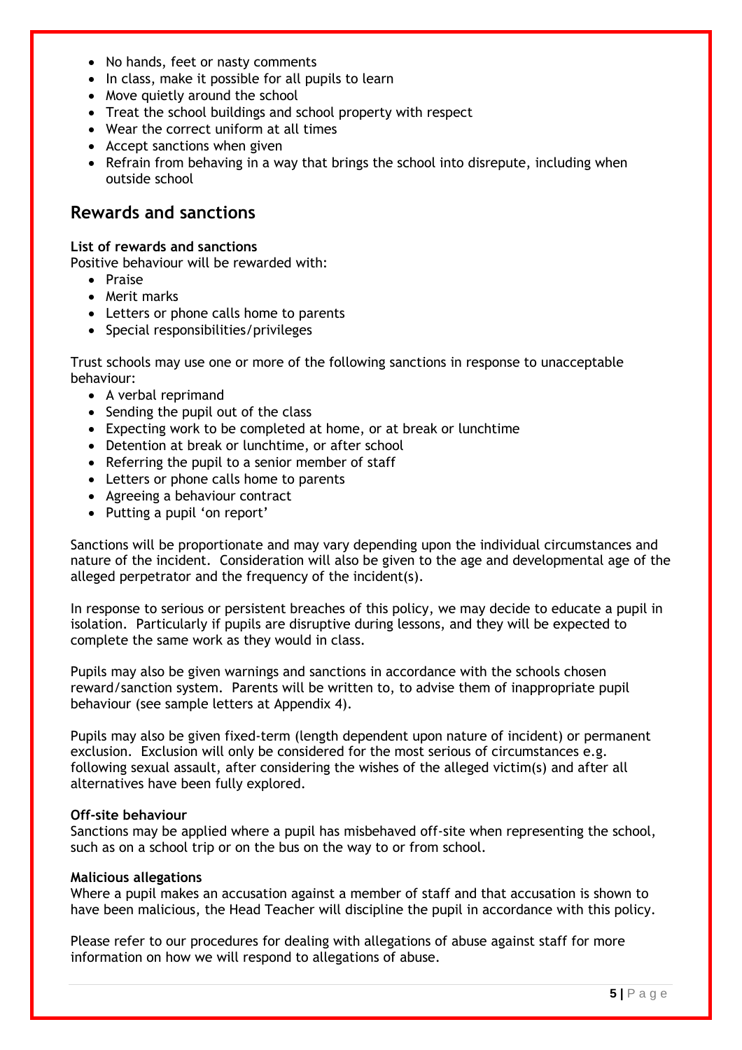- No hands, feet or nasty comments
- In class, make it possible for all pupils to learn
- Move quietly around the school
- Treat the school buildings and school property with respect
- Wear the correct uniform at all times
- Accept sanctions when given
- Refrain from behaving in a way that brings the school into disrepute, including when outside school

## Rewards and sanctions

**List of rewards and sanctions**

Positive behaviour will be rewarded with:

- Praise
- Merit marks
- Letters or phone calls home to parents
- Special responsibilities/privileges

Trust schools may use one or more of the following sanctions in response to unacceptable behaviour:

- A verbal reprimand
- Sending the pupil out of the class
- Expecting work to be completed at home, or at break or lunchtime
- Detention at break or lunchtime, or after school
- Referring the pupil to a senior member of staff
- Letters or phone calls home to parents
- Agreeing a behaviour contract
- Putting a pupil 'on report'

Sanctions will be proportionate and may vary depending upon the individual circumstances and nature of the incident. Consideration will also be given to the age and developmental age of the alleged perpetrator and the frequency of the incident(s).

In response to serious or persistent breaches of this policy, we may decide to educate a pupil in isolation. Particularly if pupils are disruptive during lessons, and they will be expected to complete the same work as they would in class.

Pupils may also be given warnings and sanctions in accordance with the schools chosen reward/sanction system. Parents will be written to, to advise them of inappropriate pupil behaviour (see sample letters at Appendix 4).

Pupils may also be given fixed-term (length dependent upon nature of incident) or permanent exclusion. Exclusion will only be considered for the most serious of circumstances e.g. following sexual assault, after considering the wishes of the alleged victim(s) and after all alternatives have been fully explored.

**Off-site behaviour**

Sanctions may be applied where a pupil has misbehaved off-site when representing the school, such as on a school trip or on the bus on the way to or from school.

**Malicious allegations**

Where a pupil makes an accusation against a member of staff and that accusation is shown to have been malicious, the Head Teacher will discipline the pupil in accordance with this policy.

Please refer to our procedures for dealing with allegations of abuse against staff for more information on how we will respond to allegations of abuse.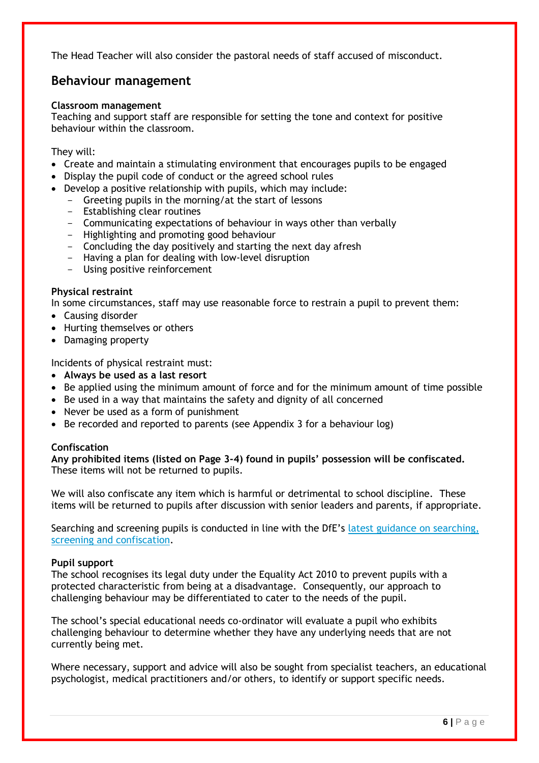The Head Teacher will also consider the pastoral needs of staff accused of misconduct.

## Behaviour management

**Classroom management**
Teaching and support staff are responsible for setting the tone and context for positive behaviour within the classroom.

They will:

- Create and maintain a stimulating environment that encourages pupils to be engaged
- Display the pupil code of conduct or the agreed school rules
- Develop a positive relationship with pupils, which may include:
  - Greeting pupils in the morning/at the start of lessons
  - Establishing clear routines
  - Communicating expectations of behaviour in ways other than verbally
  - Highlighting and promoting good behaviour
  - Concluding the day positively and starting the next day afresh
  - Having a plan for dealing with low-level disruption
  - Using positive reinforcement

**Physical restraint**
In some circumstances, staff may use reasonable force to restrain a pupil to prevent them:

- Causing disorder
- Hurting themselves or others
- Damaging property

Incidents of physical restraint must:

- **Always be used as a last resort**
- Be applied using the minimum amount of force and for the minimum amount of time possible
- Be used in a way that maintains the safety and dignity of all concerned
- Never be used as a form of punishment
- Be recorded and reported to parents (see Appendix 3 for a behaviour log)

**Confiscation**
**Any prohibited items (listed on Page 3-4) found in pupils' possession will be confiscated.** These items will not be returned to pupils.

We will also confiscate any item which is harmful or detrimental to school discipline. These items will be returned to pupils after discussion with senior leaders and parents, if appropriate.

Searching and screening pupils is conducted in line with the DfE's latest guidance on searching, screening and confiscation.

**Pupil support**
The school recognises its legal duty under the Equality Act 2010 to prevent pupils with a protected characteristic from being at a disadvantage. Consequently, our approach to challenging behaviour may be differentiated to cater to the needs of the pupil.

The school's special educational needs co-ordinator will evaluate a pupil who exhibits challenging behaviour to determine whether they have any underlying needs that are not currently being met.

Where necessary, support and advice will also be sought from specialist teachers, an educational psychologist, medical practitioners and/or others, to identify or support specific needs.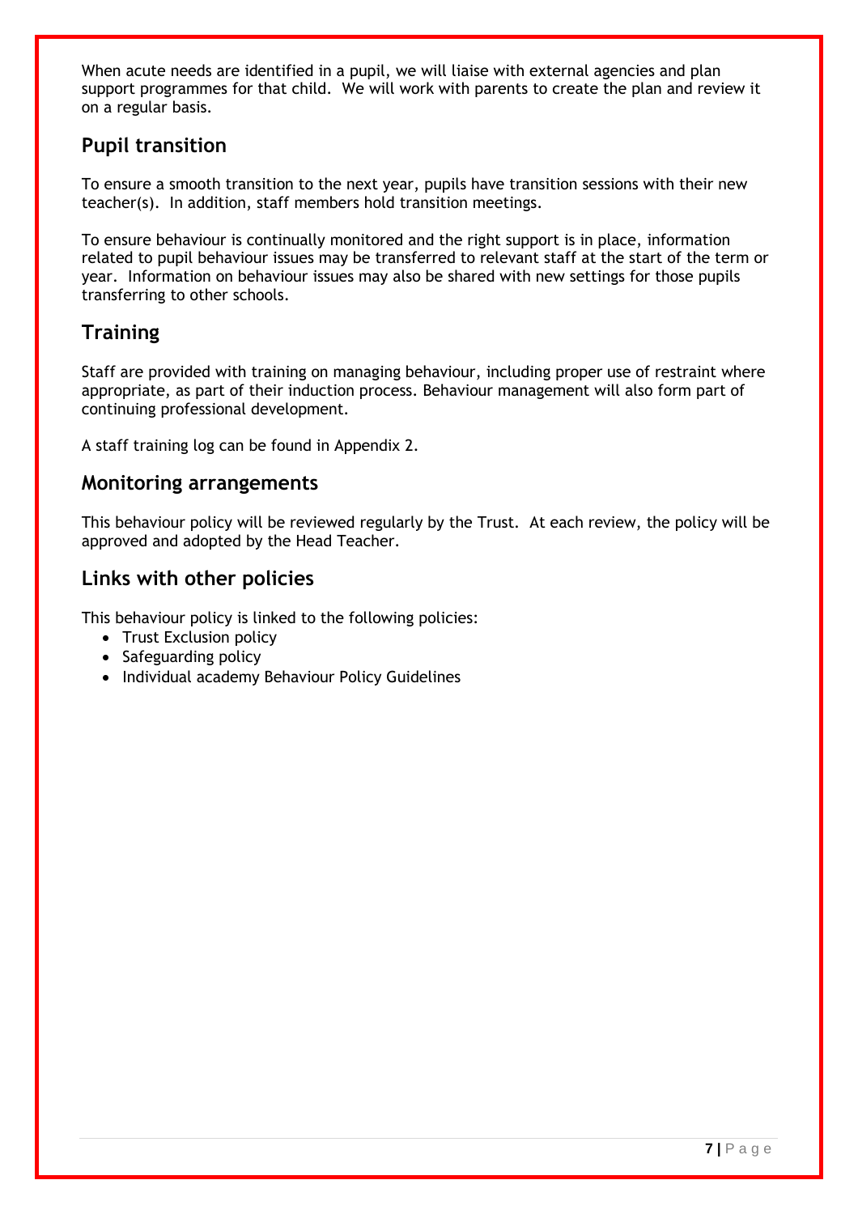When acute needs are identified in a pupil, we will liaise with external agencies and plan support programmes for that child. We will work with parents to create the plan and review it on a regular basis.

## Pupil transition

To ensure a smooth transition to the next year, pupils have transition sessions with their new teacher(s). In addition, staff members hold transition meetings.

To ensure behaviour is continually monitored and the right support is in place, information related to pupil behaviour issues may be transferred to relevant staff at the start of the term or year. Information on behaviour issues may also be shared with new settings for those pupils transferring to other schools.

## Training

Staff are provided with training on managing behaviour, including proper use of restraint where appropriate, as part of their induction process. Behaviour management will also form part of continuing professional development.

A staff training log can be found in Appendix 2.

## Monitoring arrangements

This behaviour policy will be reviewed regularly by the Trust. At each review, the policy will be approved and adopted by the Head Teacher.

## Links with other policies

This behaviour policy is linked to the following policies:

- Trust Exclusion policy
- Safeguarding policy
- Individual academy Behaviour Policy Guidelines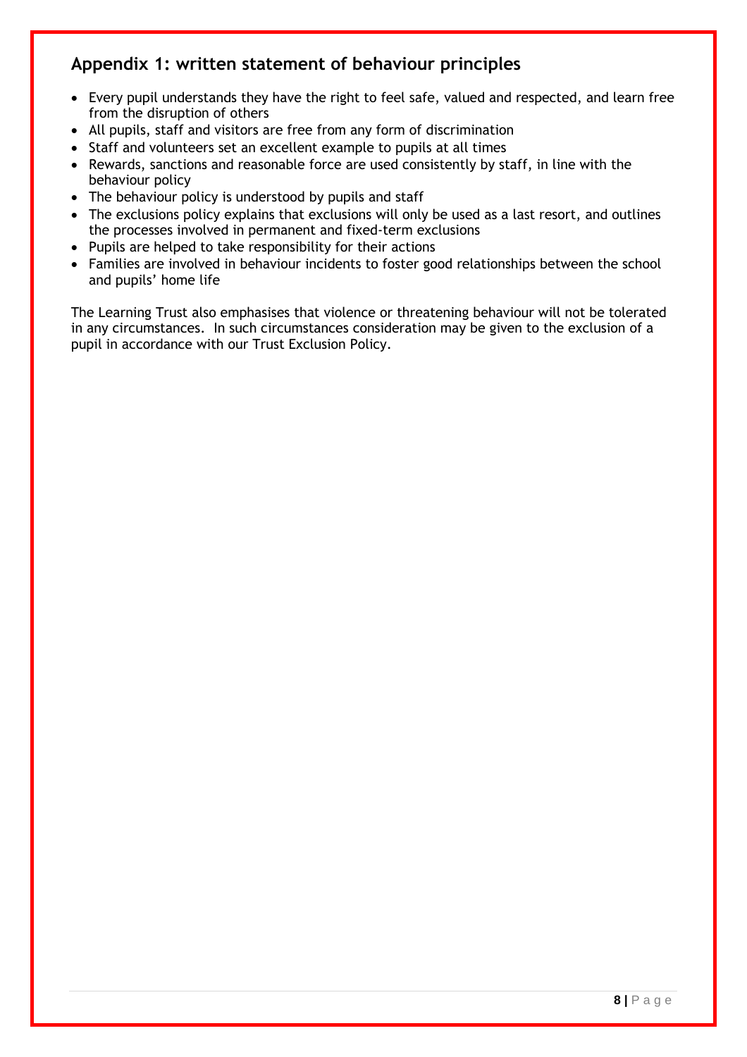## Appendix 1: written statement of behaviour principles

- Every pupil understands they have the right to feel safe, valued and respected, and learn free from the disruption of others
- All pupils, staff and visitors are free from any form of discrimination
- Staff and volunteers set an excellent example to pupils at all times
- Rewards, sanctions and reasonable force are used consistently by staff, in line with the behaviour policy
- The behaviour policy is understood by pupils and staff
- The exclusions policy explains that exclusions will only be used as a last resort, and outlines the processes involved in permanent and fixed-term exclusions
- Pupils are helped to take responsibility for their actions
- Families are involved in behaviour incidents to foster good relationships between the school and pupils' home life

The Learning Trust also emphasises that violence or threatening behaviour will not be tolerated in any circumstances. In such circumstances consideration may be given to the exclusion of a pupil in accordance with our Trust Exclusion Policy.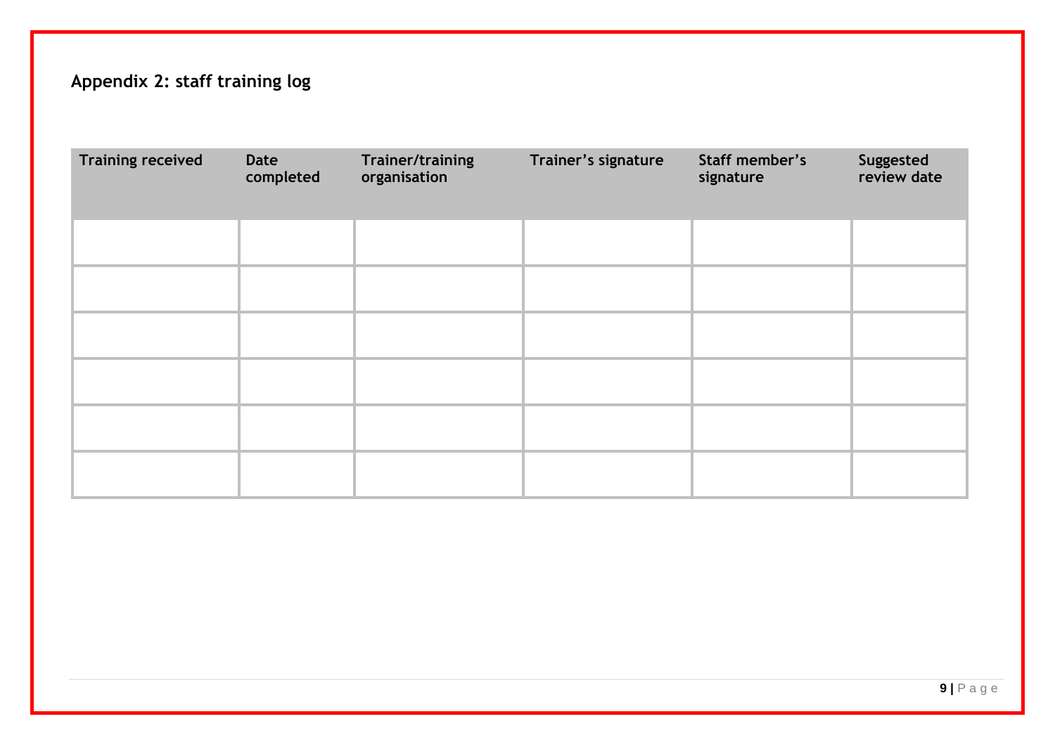## Appendix 2: staff training log

| Training received | Date completed | Trainer/training organisation | Trainer's signature | Staff member's signature | Suggested review date |
|---|---|---|---|---|---|
| | | | | | |
| | | | | | |
| | | | | | |
| | | | | | |
| | | | | | |
| | | | | | |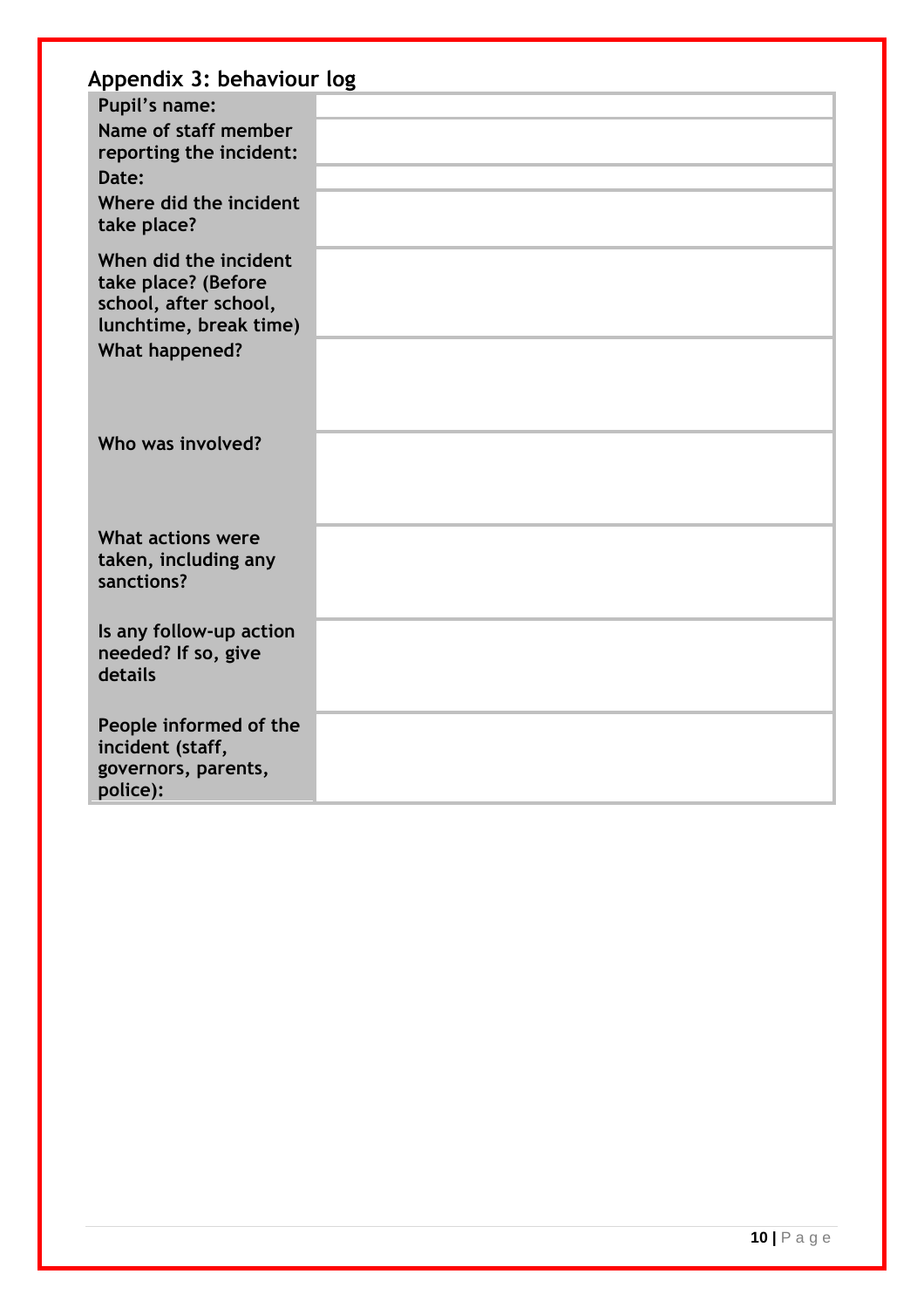## Appendix 3: behaviour log

| | |
|---|---|
| **Pupil's name:** | |
| **Name of staff member reporting the incident:** | |
| **Date:** | |
| **Where did the incident take place?** | |
| **When did the incident take place? (Before school, after school, lunchtime, break time)** | |
| **What happened?** | |
| **Who was involved?** | |
| **What actions were taken, including any sanctions?** | |
| **Is any follow-up action needed? If so, give details** | |
| **People informed of the incident (staff, governors, parents, police):** | |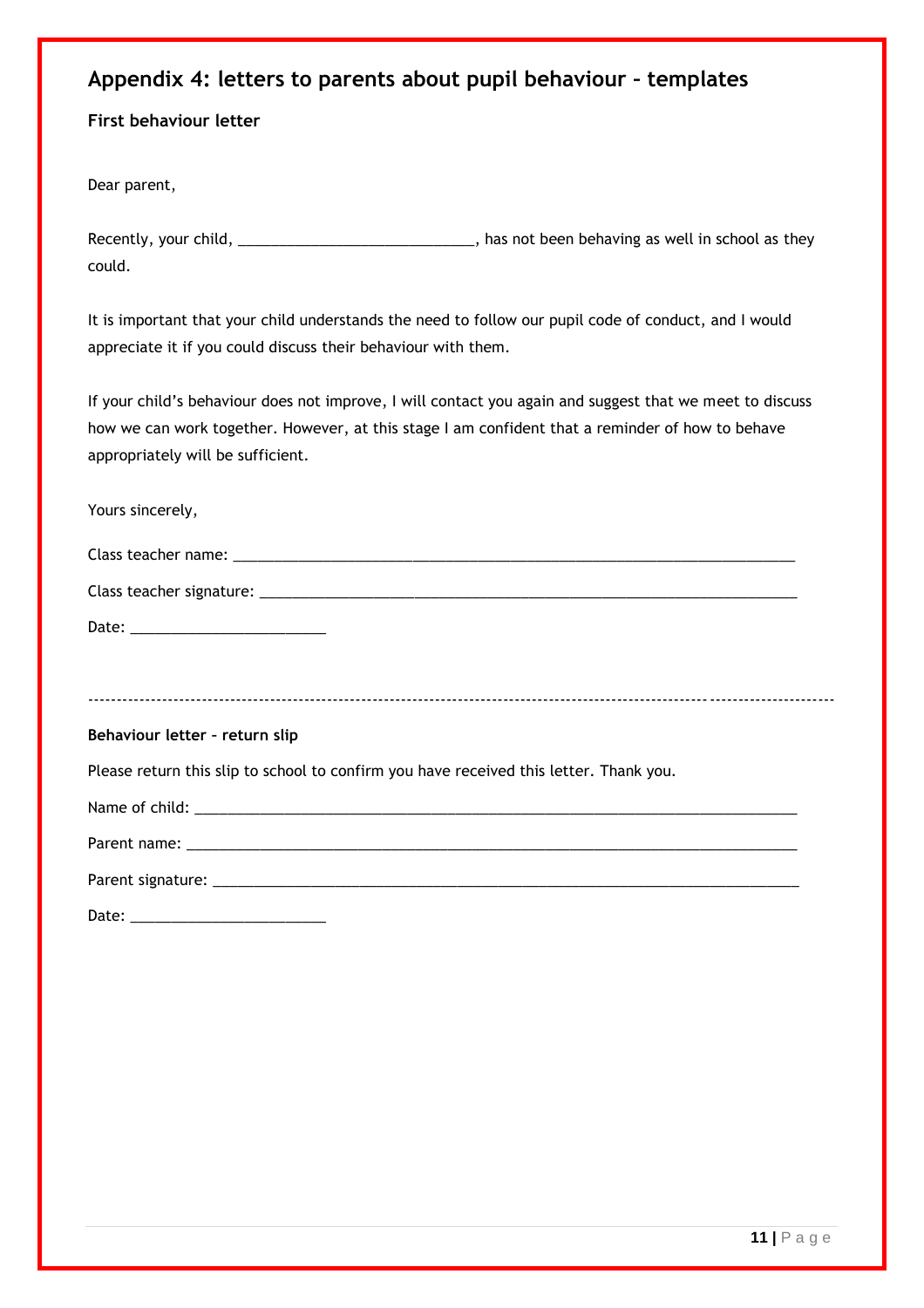## Appendix 4: letters to parents about pupil behaviour – templates

### First behaviour letter

Dear parent,

Recently, your child, ____________________________, has not been behaving as well in school as they could.

It is important that your child understands the need to follow our pupil code of conduct, and I would appreciate it if you could discuss their behaviour with them.

If your child's behaviour does not improve, I will contact you again and suggest that we meet to discuss how we can work together. However, at this stage I am confident that a reminder of how to behave appropriately will be sufficient.

Yours sincerely,

Class teacher name: ___________________________________________________________________

Class teacher signature: ________________________________________________________________

Date: _______________________

---

### Behaviour letter – return slip

Please return this slip to school to confirm you have received this letter. Thank you.

Name of child: ________________________________________________________________________

Parent name: _________________________________________________________________________

Parent signature: ______________________________________________________________________

Date: _______________________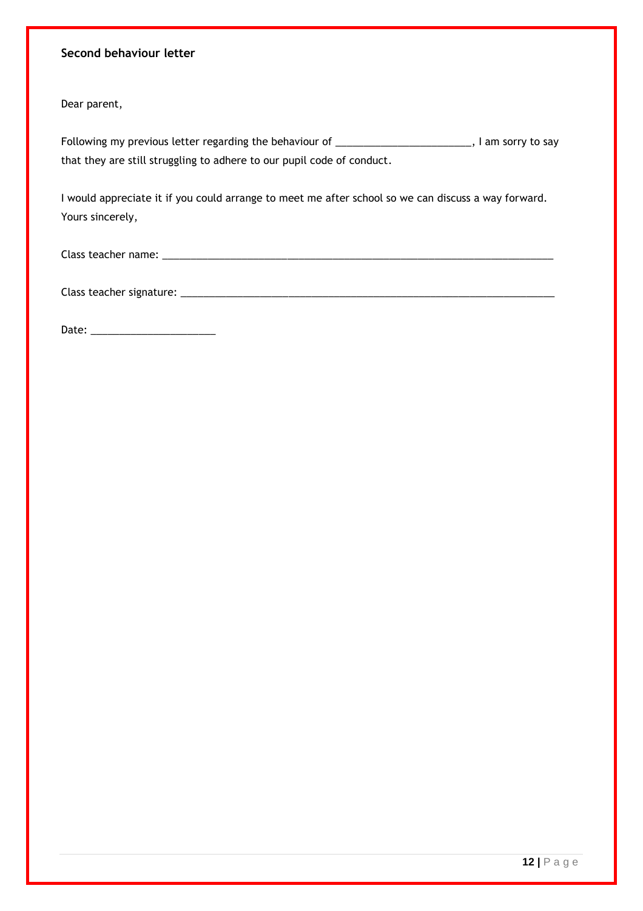**Second behaviour letter**

Dear parent,

Following my previous letter regarding the behaviour of ________________________, I am sorry to say that they are still struggling to adhere to our pupil code of conduct.

I would appreciate it if you could arrange to meet me after school so we can discuss a way forward.
Yours sincerely,

Class teacher name: ___________________________________________________________________________

Class teacher signature: _______________________________________________________________________

Date: ______________________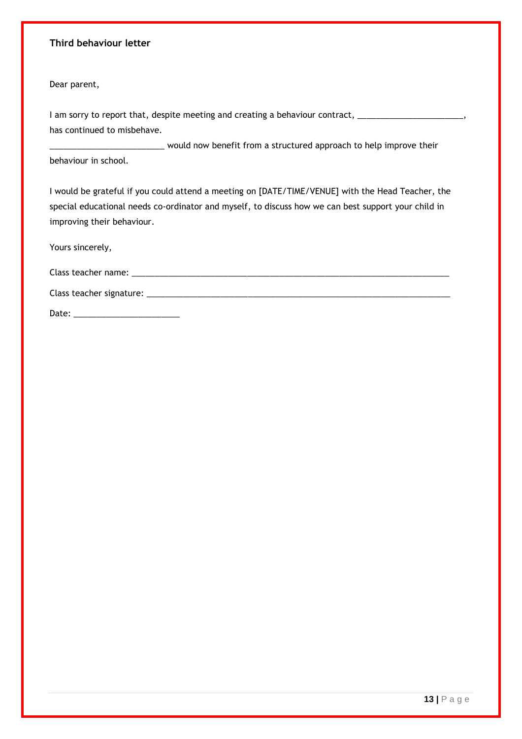**Third behaviour letter**

Dear parent,

I am sorry to report that, despite meeting and creating a behaviour contract, _______________________, has continued to misbehave.

_________________________ would now benefit from a structured approach to help improve their behaviour in school.

I would be grateful if you could attend a meeting on [DATE/TIME/VENUE] with the Head Teacher, the special educational needs co-ordinator and myself, to discuss how we can best support your child in improving their behaviour.

Yours sincerely,

Class teacher name: ___________________________________________________________________

Class teacher signature: ________________________________________________________________

Date: _______________________